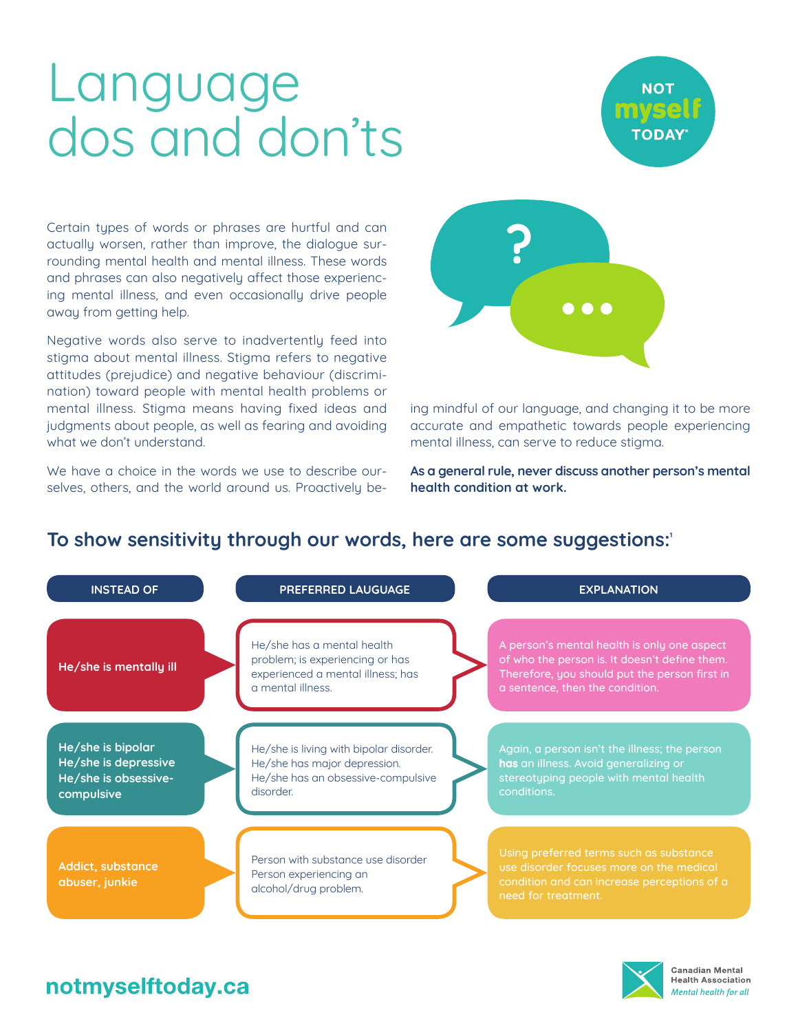# Language dos and don'ts

Certain types of words or phrases are hurtful and can actually worsen, rather than improve, the dialogue surrounding mental health and mental illness. These words and phrases can also negatively affect those experiencing mental illness, and even occasionally drive people away from getting help.

Negative words also serve to inadvertently feed into stigma about mental illness. Stigma refers to negative attitudes (prejudice) and negative behaviour (discrimination) toward people with mental health problems or mental illness. Stigma means having fixed ideas and judgments about people, as well as fearing and avoiding what we don't understand.

We have a choice in the words we use to describe ourselves, others, and the world around us. Proactively being mindful of our language, and changing it to be more accurate and empathetic towards people experiencing mental illness, can serve to reduce stigma.

**As a general rule, never discuss another person's mental health condition at work.**

## To show sensitivity through our words, here are some suggestions:[1]

| INSTEAD OF | PREFERRED LAUGUAGE | EXPLANATION |
|---|---|---|
| **He/she is mentally ill** | He/she has a mental health problem; is experiencing or has experienced a mental illness; has a mental illness. | A person's mental health is only one aspect of who the person is. It doesn't define them. Therefore, you should put the person first in a sentence, then the condition. |
| **He/she is bipolar**<br>**He/she is depressive**<br>**He/she is obsessive-compulsive** | He/she is living with bipolar disorder.<br>He/she has major depression.<br>He/she has an obsessive-compulsive disorder. | Again, a person isn't the illness; the person **has** an illness. Avoid generalizing or stereotyping people with mental health conditions. |
| **Addict, substance abuser, junkie** | Person with substance use disorder<br>Person experiencing an alcohol/drug problem. | Using preferred terms such as substance use disorder focuses more on the medical condition and can increase perceptions of a need for treatment. |

notmyselftoday.ca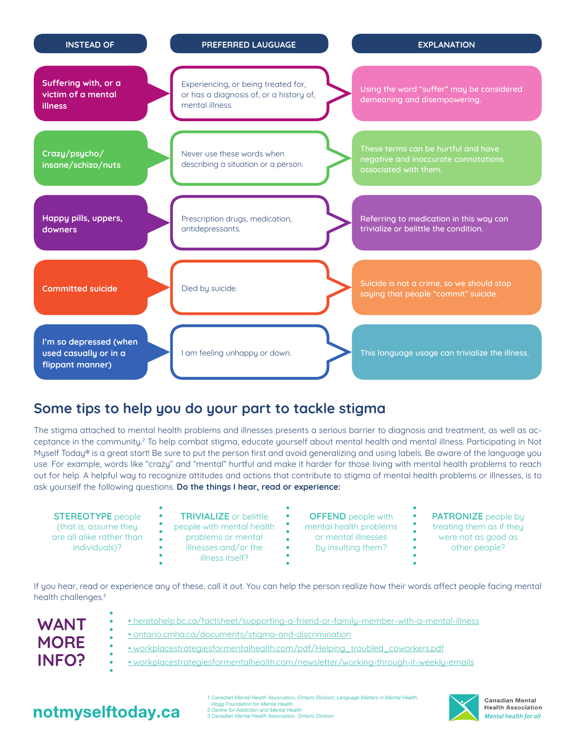| INSTEAD OF | PREFERRED LAUGUAGE | EXPLANATION |
|---|---|---|
| Suffering with, or a victim of a mental illness | Experiencing, or being treated for, or has a diagnosis of, or a history of, mental illness. | Using the word “suffer” may be considered demeaning and disempowering. |
| Crazy/psycho/ insane/schizo/nuts | Never use these words when describing a situation or a person. | These terms can be hurtful and have negative and inaccurate connotations associated with them. |
| Happy pills, uppers, downers | Prescription drugs, medication, antidepressants. | Referring to medication in this way can trivialize or belittle the condition. |
| Committed suicide | Died by suicide. | Suicide is not a crime, so we should stop saying that people “commit” suicide. |
| I’m so depressed (when used casually or in a flippant manner) | I am feeling unhappy or down. | This language usage can trivialize the illness. |

## Some tips to help you do your part to tackle stigma

The stigma attached to mental health problems and illnesses presents a serious barrier to diagnosis and treatment, as well as acceptance in the community.[2] To help combat stigma, educate yourself about mental health and mental illness. Participating in Not Myself Today® is a great start! Be sure to put the person first and avoid generalizing and using labels. Be aware of the language you use. For example, words like “crazy” and “mental” hurtful and make it harder for those living with mental health problems to reach out for help. A helpful way to recognize attitudes and actions that contribute to stigma of mental health problems or illnesses, is to ask yourself the following questions. **Do the things I hear, read or experience:**

- **STEREOTYPE** people (that is, assume they are all alike rather than individuals)?
- **TRIVIALIZE** or belittle people with mental health problems or mental illnesses and/or the illness itself?
- **OFFEND** people with mental health problems or mental illnesses by insulting them?
- **PATRONIZE** people by treating them as if they were not as good as other people?

If you hear, read or experience any of these, call it out. You can help the person realize how their words affect people facing mental health challenges.[3]

### WANT MORE INFO?

- heretohelp.bc.ca/factsheet/supporting-a-friend-or-family-member-with-a-mental-illness
- ontario.cmha.ca/documents/stigma-and-discrimination
- workplacestrategiesformentalhealth.com/pdf/Helping_troubled_coworkers.pdf
- workplacestrategiesformentalhealth.com/newsletter/working-through-it-weekly-emails

notmyselftoday.ca

1 Canadian Mental Health Association, Ontario Division; Language Matters in Mental Health, Hogg Foundation for Mental Health
2 Centre for Addiction and Mental Health
3 Canadian Mental Health Association, Ontario Division

Canadian Mental Health Association
*Mental health for all*